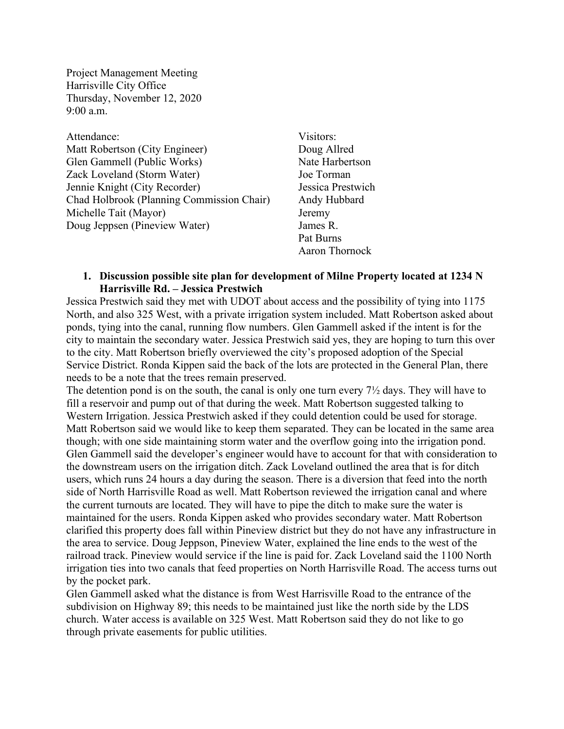Project Management Meeting
Harrisville City Office
Thursday, November 12, 2020
9:00 a.m.

| Attendance: | Visitors: |
| --- | --- |
| Matt Robertson (City Engineer) | Doug Allred |
| Glen Gammell (Public Works) | Nate Harbertson |
| Zack Loveland (Storm Water) | Joe Torman |
| Jennie Knight (City Recorder) | Jessica Prestwich |
| Chad Holbrook (Planning Commission Chair) | Andy Hubbard |
| Michelle Tait (Mayor) | Jeremy |
| Doug Jeppsen (Pineview Water) | James R. |
| | Pat Burns |
| | Aaron Thornock |

1. **Discussion possible site plan for development of Milne Property located at 1234 N Harrisville Rd. – Jessica Prestwich**

Jessica Prestwich said they met with UDOT about access and the possibility of tying into 1175 North, and also 325 West, with a private irrigation system included. Matt Robertson asked about ponds, tying into the canal, running flow numbers. Glen Gammell asked if the intent is for the city to maintain the secondary water. Jessica Prestwich said yes, they are hoping to turn this over to the city. Matt Robertson briefly overviewed the city's proposed adoption of the Special Service District. Ronda Kippen said the back of the lots are protected in the General Plan, there needs to be a note that the trees remain preserved.
The detention pond is on the south, the canal is only one turn every 7½ days. They will have to fill a reservoir and pump out of that during the week. Matt Robertson suggested talking to Western Irrigation. Jessica Prestwich asked if they could detention could be used for storage. Matt Robertson said we would like to keep them separated. They can be located in the same area though; with one side maintaining storm water and the overflow going into the irrigation pond. Glen Gammell said the developer's engineer would have to account for that with consideration to the downstream users on the irrigation ditch. Zack Loveland outlined the area that is for ditch users, which runs 24 hours a day during the season. There is a diversion that feed into the north side of North Harrisville Road as well. Matt Robertson reviewed the irrigation canal and where the current turnouts are located. They will have to pipe the ditch to make sure the water is maintained for the users. Ronda Kippen asked who provides secondary water. Matt Robertson clarified this property does fall within Pineview district but they do not have any infrastructure in the area to service. Doug Jeppson, Pineview Water, explained the line ends to the west of the railroad track. Pineview would service if the line is paid for. Zack Loveland said the 1100 North irrigation ties into two canals that feed properties on North Harrisville Road. The access turns out by the pocket park.
Glen Gammell asked what the distance is from West Harrisville Road to the entrance of the subdivision on Highway 89; this needs to be maintained just like the north side by the LDS church. Water access is available on 325 West. Matt Robertson said they do not like to go through private easements for public utilities.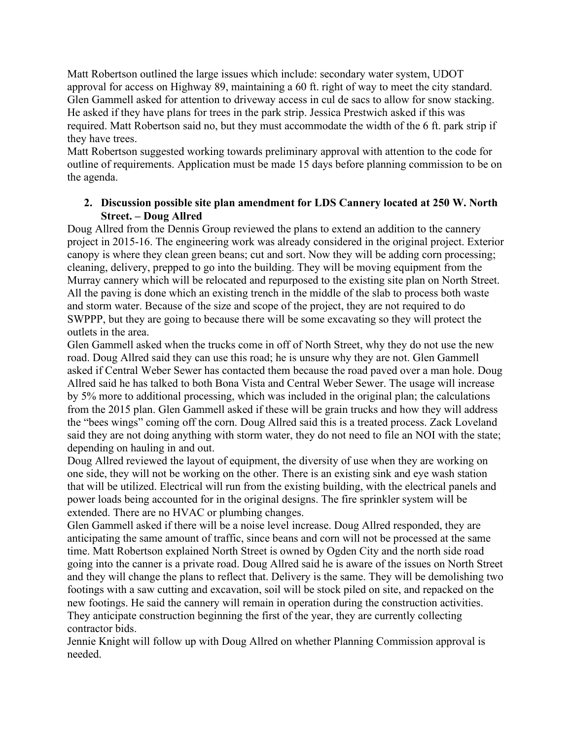Matt Robertson outlined the large issues which include: secondary water system, UDOT approval for access on Highway 89, maintaining a 60 ft. right of way to meet the city standard. Glen Gammell asked for attention to driveway access in cul de sacs to allow for snow stacking. He asked if they have plans for trees in the park strip. Jessica Prestwich asked if this was required. Matt Robertson said no, but they must accommodate the width of the 6 ft. park strip if they have trees.

Matt Robertson suggested working towards preliminary approval with attention to the code for outline of requirements. Application must be made 15 days before planning commission to be on the agenda.

2. **Discussion possible site plan amendment for LDS Cannery located at 250 W. North Street. – Doug Allred**

Doug Allred from the Dennis Group reviewed the plans to extend an addition to the cannery project in 2015-16. The engineering work was already considered in the original project. Exterior canopy is where they clean green beans; cut and sort. Now they will be adding corn processing; cleaning, delivery, prepped to go into the building. They will be moving equipment from the Murray cannery which will be relocated and repurposed to the existing site plan on North Street. All the paving is done which an existing trench in the middle of the slab to process both waste and storm water. Because of the size and scope of the project, they are not required to do SWPPP, but they are going to because there will be some excavating so they will protect the outlets in the area.

Glen Gammell asked when the trucks come in off of North Street, why they do not use the new road. Doug Allred said they can use this road; he is unsure why they are not. Glen Gammell asked if Central Weber Sewer has contacted them because the road paved over a man hole. Doug Allred said he has talked to both Bona Vista and Central Weber Sewer. The usage will increase by 5% more to additional processing, which was included in the original plan; the calculations from the 2015 plan. Glen Gammell asked if these will be grain trucks and how they will address the "bees wings" coming off the corn. Doug Allred said this is a treated process. Zack Loveland said they are not doing anything with storm water, they do not need to file an NOI with the state; depending on hauling in and out.

Doug Allred reviewed the layout of equipment, the diversity of use when they are working on one side, they will not be working on the other. There is an existing sink and eye wash station that will be utilized. Electrical will run from the existing building, with the electrical panels and power loads being accounted for in the original designs. The fire sprinkler system will be extended. There are no HVAC or plumbing changes.

Glen Gammell asked if there will be a noise level increase. Doug Allred responded, they are anticipating the same amount of traffic, since beans and corn will not be processed at the same time. Matt Robertson explained North Street is owned by Ogden City and the north side road going into the canner is a private road. Doug Allred said he is aware of the issues on North Street and they will change the plans to reflect that. Delivery is the same. They will be demolishing two footings with a saw cutting and excavation, soil will be stock piled on site, and repacked on the new footings. He said the cannery will remain in operation during the construction activities. They anticipate construction beginning the first of the year, they are currently collecting contractor bids.

Jennie Knight will follow up with Doug Allred on whether Planning Commission approval is needed.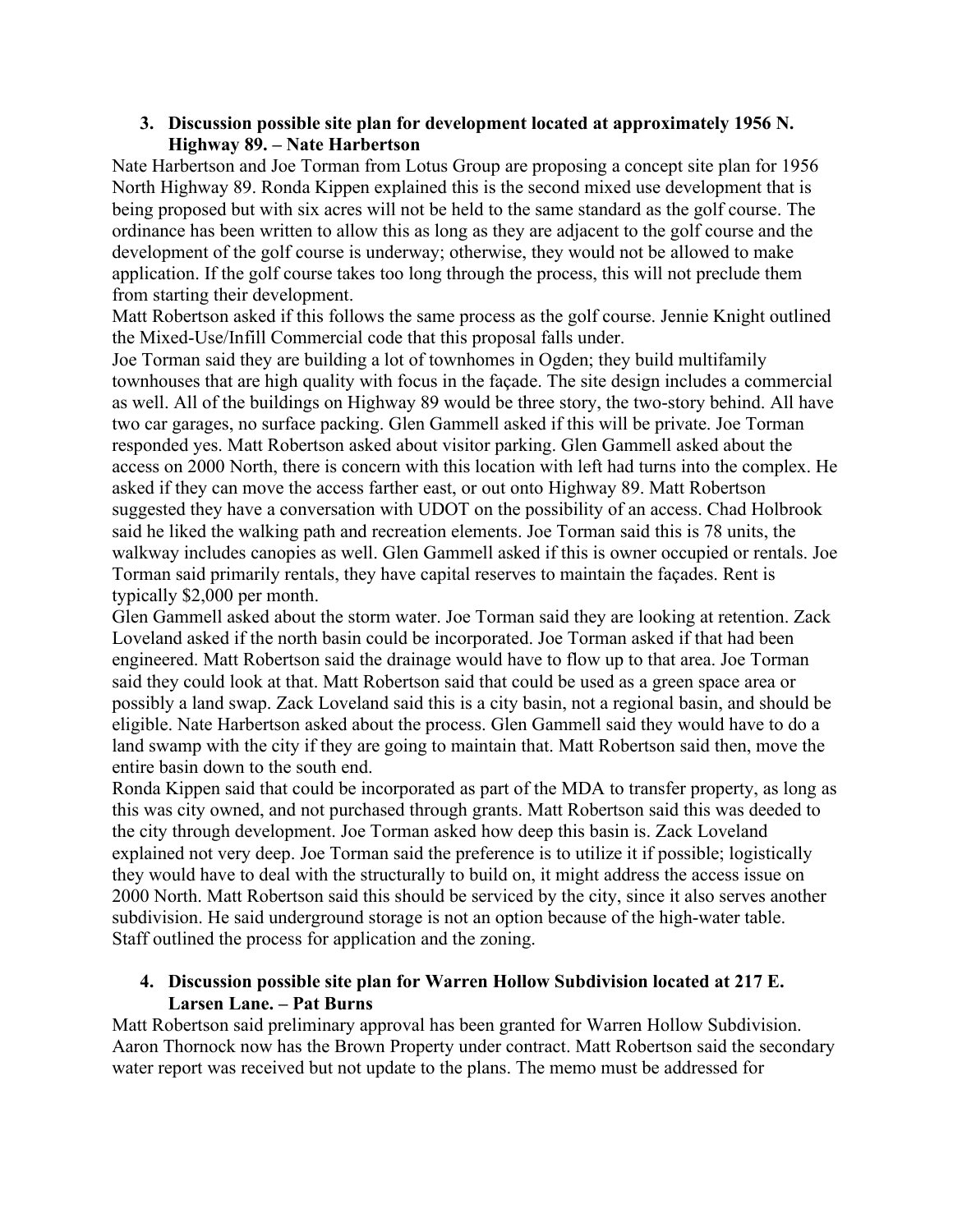3. **Discussion possible site plan for development located at approximately 1956 N. Highway 89. – Nate Harbertson**

Nate Harbertson and Joe Torman from Lotus Group are proposing a concept site plan for 1956 North Highway 89. Ronda Kippen explained this is the second mixed use development that is being proposed but with six acres will not be held to the same standard as the golf course. The ordinance has been written to allow this as long as they are adjacent to the golf course and the development of the golf course is underway; otherwise, they would not be allowed to make application. If the golf course takes too long through the process, this will not preclude them from starting their development.

Matt Robertson asked if this follows the same process as the golf course. Jennie Knight outlined the Mixed-Use/Infill Commercial code that this proposal falls under.

Joe Torman said they are building a lot of townhomes in Ogden; they build multifamily townhouses that are high quality with focus in the façade. The site design includes a commercial as well. All of the buildings on Highway 89 would be three story, the two-story behind. All have two car garages, no surface packing. Glen Gammell asked if this will be private. Joe Torman responded yes. Matt Robertson asked about visitor parking. Glen Gammell asked about the access on 2000 North, there is concern with this location with left had turns into the complex. He asked if they can move the access farther east, or out onto Highway 89. Matt Robertson suggested they have a conversation with UDOT on the possibility of an access. Chad Holbrook said he liked the walking path and recreation elements. Joe Torman said this is 78 units, the walkway includes canopies as well. Glen Gammell asked if this is owner occupied or rentals. Joe Torman said primarily rentals, they have capital reserves to maintain the façades. Rent is typically $2,000 per month.

Glen Gammell asked about the storm water. Joe Torman said they are looking at retention. Zack Loveland asked if the north basin could be incorporated. Joe Torman asked if that had been engineered. Matt Robertson said the drainage would have to flow up to that area. Joe Torman said they could look at that. Matt Robertson said that could be used as a green space area or possibly a land swap. Zack Loveland said this is a city basin, not a regional basin, and should be eligible. Nate Harbertson asked about the process. Glen Gammell said they would have to do a land swamp with the city if they are going to maintain that. Matt Robertson said then, move the entire basin down to the south end.

Ronda Kippen said that could be incorporated as part of the MDA to transfer property, as long as this was city owned, and not purchased through grants. Matt Robertson said this was deeded to the city through development. Joe Torman asked how deep this basin is. Zack Loveland explained not very deep. Joe Torman said the preference is to utilize it if possible; logistically they would have to deal with the structurally to build on, it might address the access issue on 2000 North. Matt Robertson said this should be serviced by the city, since it also serves another subdivision. He said underground storage is not an option because of the high-water table.

Staff outlined the process for application and the zoning.

4. **Discussion possible site plan for Warren Hollow Subdivision located at 217 E. Larsen Lane. – Pat Burns**

Matt Robertson said preliminary approval has been granted for Warren Hollow Subdivision. Aaron Thornock now has the Brown Property under contract. Matt Robertson said the secondary water report was received but not update to the plans. The memo must be addressed for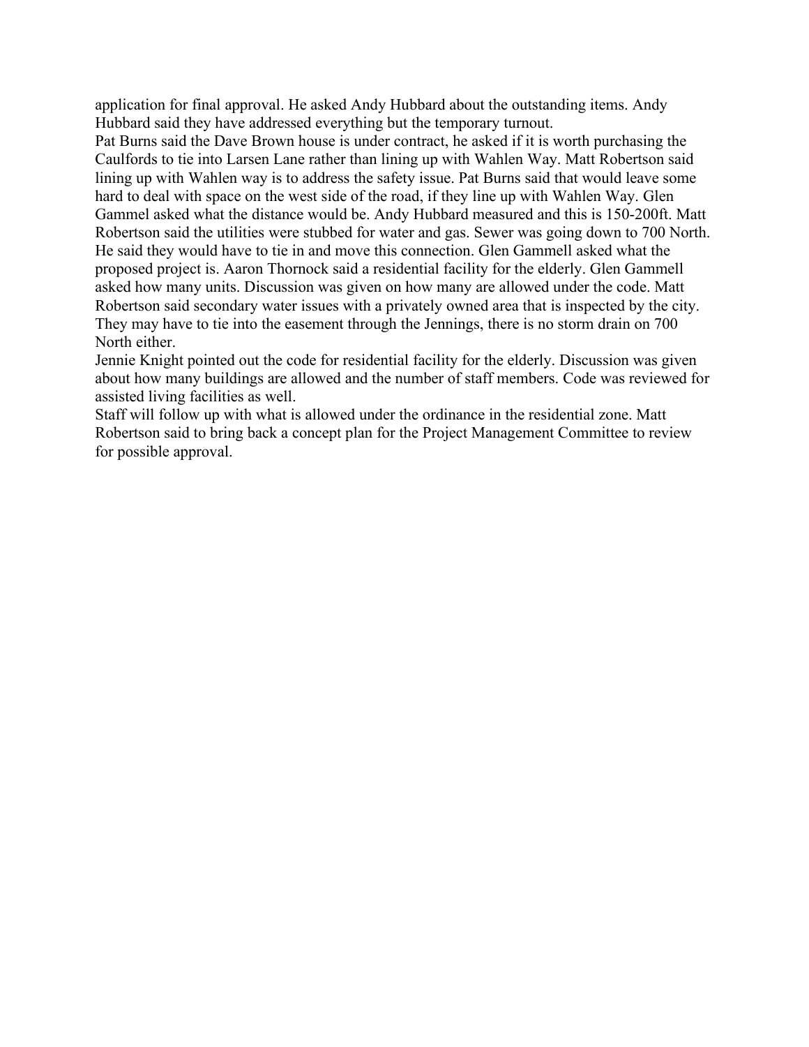application for final approval. He asked Andy Hubbard about the outstanding items. Andy Hubbard said they have addressed everything but the temporary turnout.

Pat Burns said the Dave Brown house is under contract, he asked if it is worth purchasing the Caulfords to tie into Larsen Lane rather than lining up with Wahlen Way. Matt Robertson said lining up with Wahlen way is to address the safety issue. Pat Burns said that would leave some hard to deal with space on the west side of the road, if they line up with Wahlen Way. Glen Gammel asked what the distance would be. Andy Hubbard measured and this is 150-200ft. Matt Robertson said the utilities were stubbed for water and gas. Sewer was going down to 700 North. He said they would have to tie in and move this connection. Glen Gammell asked what the proposed project is. Aaron Thornock said a residential facility for the elderly. Glen Gammell asked how many units. Discussion was given on how many are allowed under the code. Matt Robertson said secondary water issues with a privately owned area that is inspected by the city. They may have to tie into the easement through the Jennings, there is no storm drain on 700 North either.

Jennie Knight pointed out the code for residential facility for the elderly. Discussion was given about how many buildings are allowed and the number of staff members. Code was reviewed for assisted living facilities as well.

Staff will follow up with what is allowed under the ordinance in the residential zone. Matt Robertson said to bring back a concept plan for the Project Management Committee to review for possible approval.